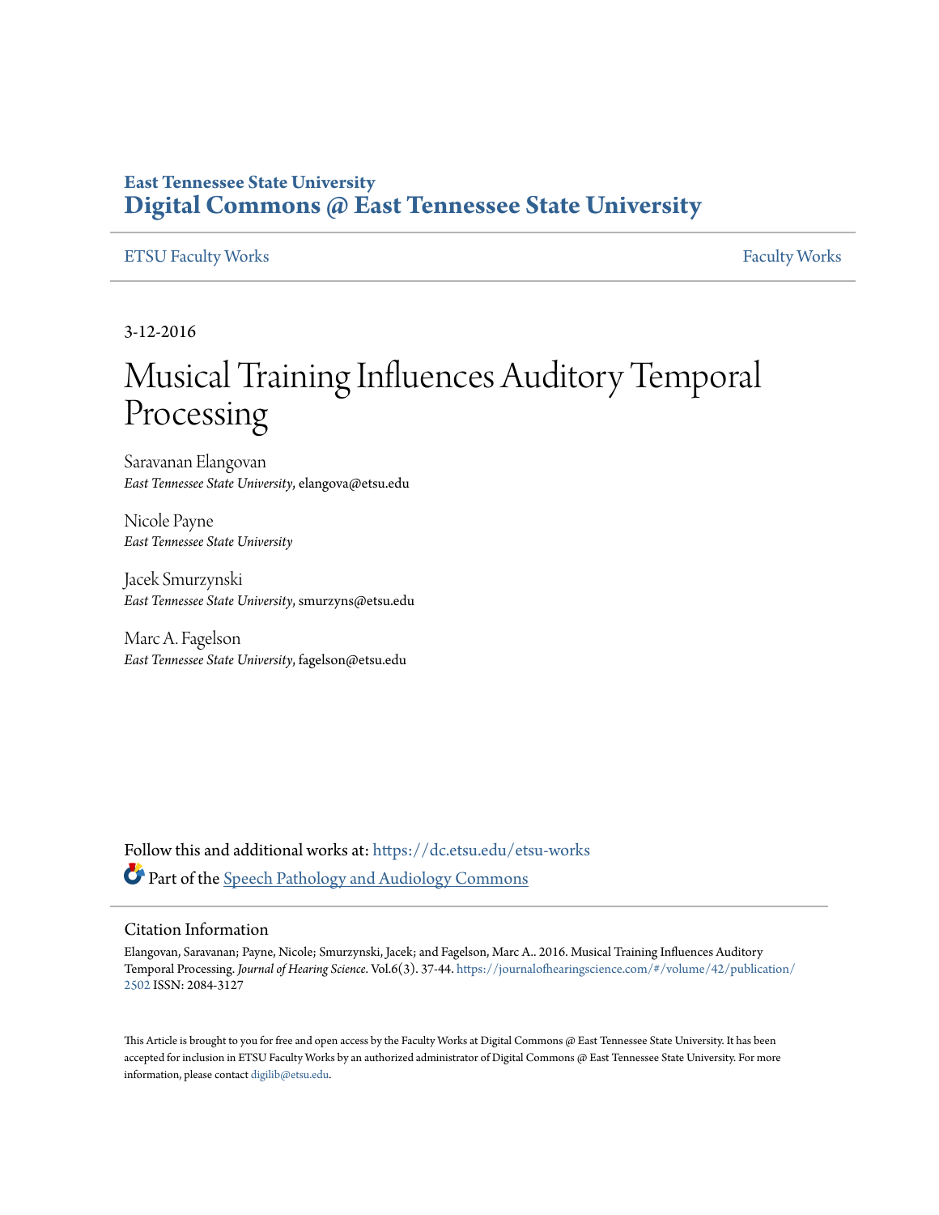East Tennessee State University

# Digital Commons @ East Tennessee State University

ETSU Faculty Works | Faculty Works

3-12-2016

# Musical Training Influences Auditory Temporal Processing

Saravanan Elangovan
*East Tennessee State University*, elangova@etsu.edu

Nicole Payne
*East Tennessee State University*

Jacek Smurzynski
*East Tennessee State University*, smurzyns@etsu.edu

Marc A. Fagelson
*East Tennessee State University*, fagelson@etsu.edu

Follow this and additional works at: https://dc.etsu.edu/etsu-works

Part of the Speech Pathology and Audiology Commons

## Citation Information

Elangovan, Saravanan; Payne, Nicole; Smurzynski, Jacek; and Fagelson, Marc A.. 2016. Musical Training Influences Auditory Temporal Processing. *Journal of Hearing Science*. Vol.6(3). 37-44. https://journalofhearingscience.com/#/volume/42/publication/2502 ISSN: 2084-3127

This Article is brought to you for free and open access by the Faculty Works at Digital Commons @ East Tennessee State University. It has been accepted for inclusion in ETSU Faculty Works by an authorized administrator of Digital Commons @ East Tennessee State University. For more information, please contact digilib@etsu.edu.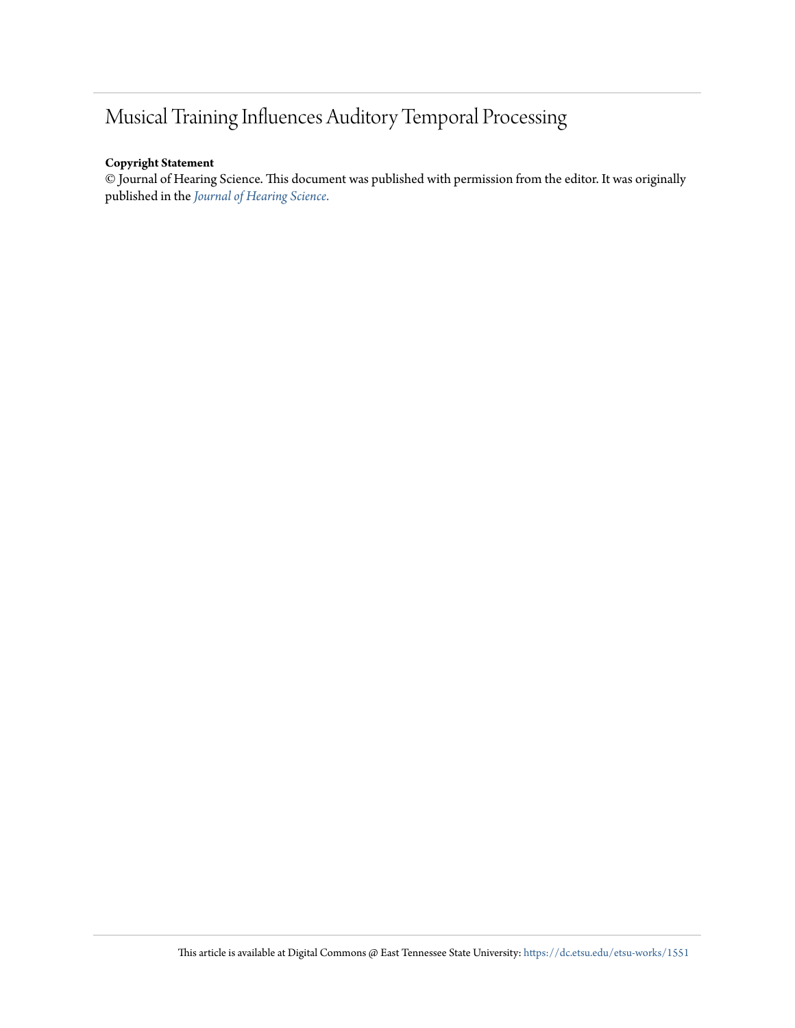# Musical Training Influences Auditory Temporal Processing

**Copyright Statement**

© Journal of Hearing Science. This document was published with permission from the editor. It was originally published in the *Journal of Hearing Science*.

This article is available at Digital Commons @ East Tennessee State University: https://dc.etsu.edu/etsu-works/1551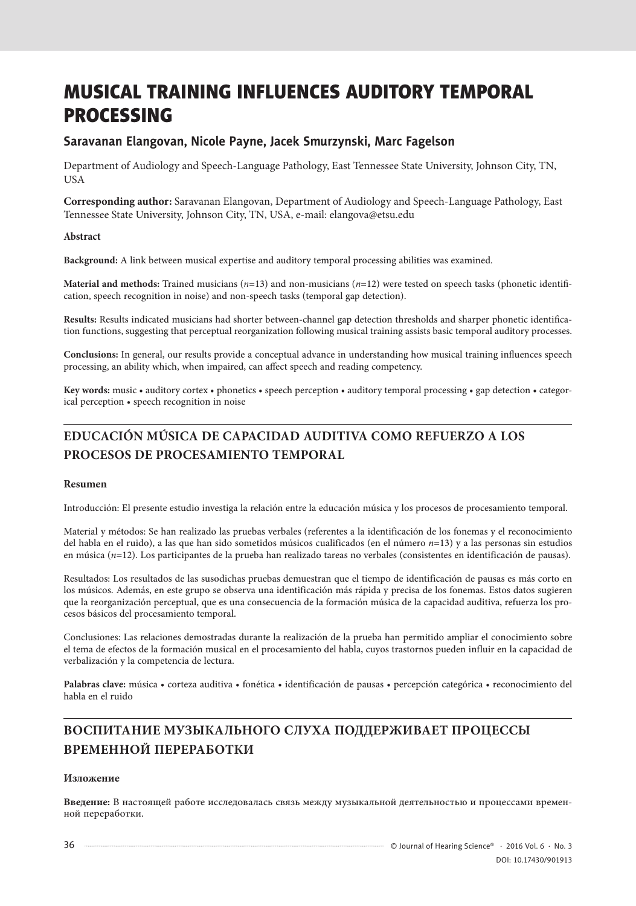# MUSICAL TRAINING INFLUENCES AUDITORY TEMPORAL PROCESSING

**Saravanan Elangovan, Nicole Payne, Jacek Smurzynski, Marc Fagelson**

Department of Audiology and Speech-Language Pathology, East Tennessee State University, Johnson City, TN, USA

**Corresponding author:** Saravanan Elangovan, Department of Audiology and Speech-Language Pathology, East Tennessee State University, Johnson City, TN, USA, e-mail: elangova@etsu.edu

**Abstract**

**Background:** A link between musical expertise and auditory temporal processing abilities was examined.

**Material and methods:** Trained musicians (*n*=13) and non-musicians (*n*=12) were tested on speech tasks (phonetic identification, speech recognition in noise) and non-speech tasks (temporal gap detection).

**Results:** Results indicated musicians had shorter between-channel gap detection thresholds and sharper phonetic identification functions, suggesting that perceptual reorganization following musical training assists basic temporal auditory processes.

**Conclusions:** In general, our results provide a conceptual advance in understanding how musical training influences speech processing, an ability which, when impaired, can affect speech and reading competency.

**Key words:** music • auditory cortex • phonetics • speech perception • auditory temporal processing • gap detection • categorical perception • speech recognition in noise

## EDUCACIÓN MÚSICA DE CAPACIDAD AUDITIVA COMO REFUERZO A LOS PROCESOS DE PROCESAMIENTO TEMPORAL

**Resumen**

Introducción: El presente estudio investiga la relación entre la educación música y los procesos de procesamiento temporal.

Material y métodos: Se han realizado las pruebas verbales (referentes a la identificación de los fonemas y el reconocimiento del habla en el ruido), a las que han sido sometidos músicos cualificados (en el número *n*=13) y a las personas sin estudios en música (*n*=12). Los participantes de la prueba han realizado tareas no verbales (consistentes en identificación de pausas).

Resultados: Los resultados de las susodichas pruebas demuestran que el tiempo de identificación de pausas es más corto en los músicos. Además, en este grupo se observa una identificación más rápida y precisa de los fonemas. Estos datos sugieren que la reorganización perceptual, que es una consecuencia de la formación música de la capacidad auditiva, refuerza los procesos básicos del procesamiento temporal.

Conclusiones: Las relaciones demostradas durante la realización de la prueba han permitido ampliar el conocimiento sobre el tema de efectos de la formación musical en el procesamiento del habla, cuyos trastornos pueden influir en la capacidad de verbalización y la competencia de lectura.

**Palabras clave:** música • corteza auditiva • fonética • identificación de pausas • percepción categórica • reconocimiento del habla en el ruido

## ВОСПИТАНИЕ МУЗЫКАЛЬНОГО СЛУХА ПОДДЕРЖИВАЕТ ПРОЦЕССЫ ВРЕМЕННОЙ ПЕРЕРАБОТКИ

**Изложение**

**Введение:** В настоящей работе исследовалась связь между музыкальной деятельностью и процессами временной переработки.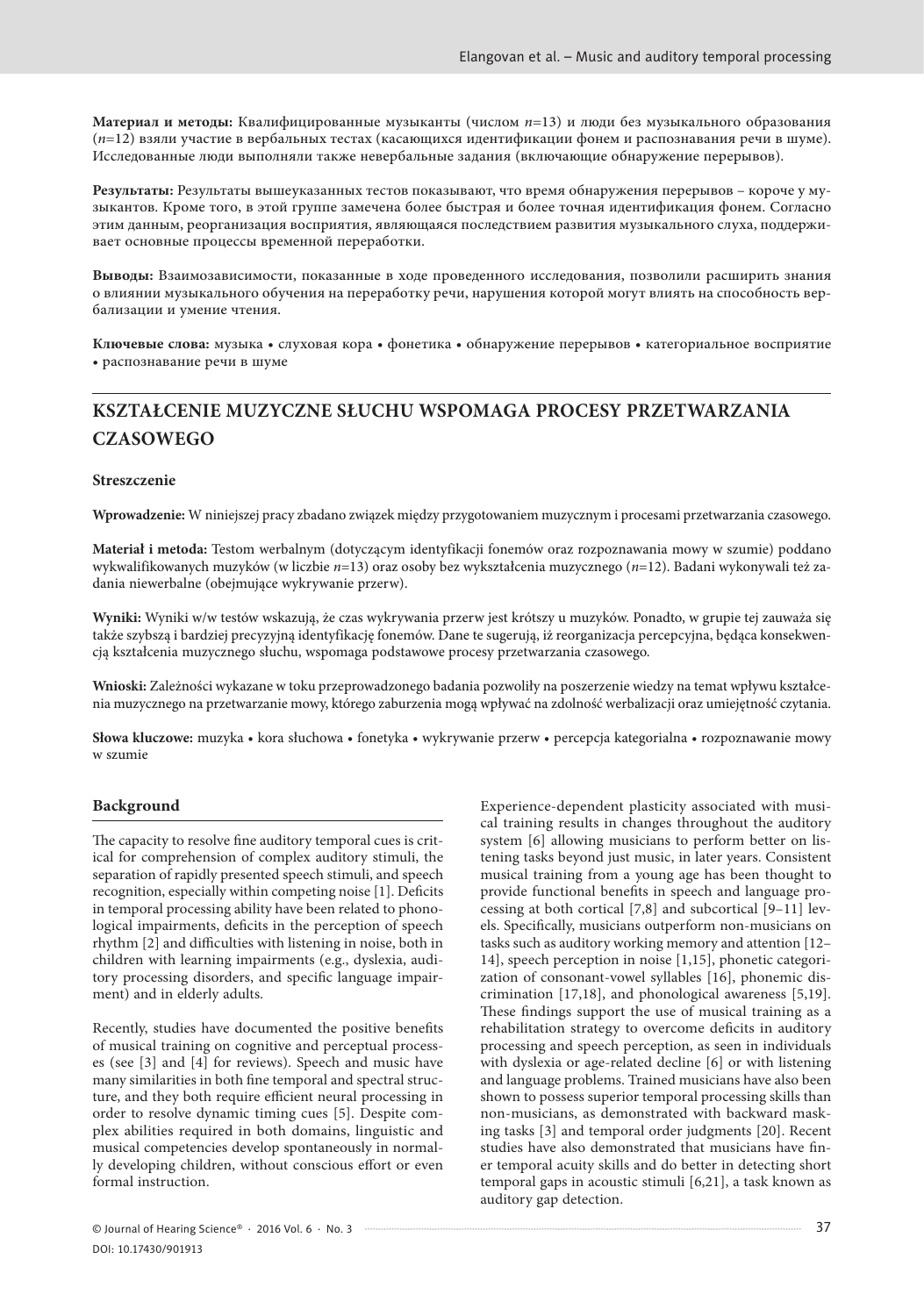**Материал и методы:** Квалифицированные музыканты (числом *n*=13) и люди без музыкального образования (*n*=12) взяли участие в вербальных тестах (касающихся идентификации фонем и распознавания речи в шуме). Исследованные люди выполняли также невербальные задания (включающие обнаружение перерывов).

**Результаты:** Результаты вышеуказанных тестов показывают, что время обнаружения перерывов – короче у музыкантов. Кроме того, в этой группе замечена более быстрая и более точная идентификация фонем. Согласно этим данным, реорганизация восприятия, являющаяся последствием развития музыкального слуха, поддерживает основные процессы временной переработки.

**Выводы:** Взаимозависимости, показанные в ходе проведенного исследования, позволили расширить знания о влиянии музыкального обучения на переработку речи, нарушения которой могут влиять на способность вербализации и умение чтения.

**Ключевые слова:** музыка • слуховая кора • фонетика • обнаружение перерывов • категориальное восприятие • распознавание речи в шуме

## KSZTAŁCENIE MUZYCZNE SŁUCHU WSPOMAGA PROCESY PRZETWARZANIA CZASOWEGO

### Streszczenie

**Wprowadzenie:** W niniejszej pracy zbadano związek między przygotowaniem muzycznym i procesami przetwarzania czasowego.

**Materiał i metoda:** Testom werbalnym (dotyczącym identyfikacji fonemów oraz rozpoznawania mowy w szumie) poddano wykwalifikowanych muzyków (w liczbie *n*=13) oraz osoby bez wykształcenia muzycznego (*n*=12). Badani wykonywali też zadania niewerbalne (obejmujące wykrywanie przerw).

**Wyniki:** Wyniki w/w testów wskazują, że czas wykrywania przerw jest krótszy u muzyków. Ponadto, w grupie tej zauważa się także szybszą i bardziej precyzyjną identyfikację fonemów. Dane te sugerują, iż reorganizacja percepcyjna, będąca konsekwencją kształcenia muzycznego słuchu, wspomaga podstawowe procesy przetwarzania czasowego.

**Wnioski:** Zależności wykazane w toku przeprowadzonego badania pozwoliły na poszerzenie wiedzy na temat wpływu kształcenia muzycznego na przetwarzanie mowy, którego zaburzenia mogą wpływać na zdolność werbalizacji oraz umiejętność czytania.

**Słowa kluczowe:** muzyka • kora słuchowa • fonetyka • wykrywanie przerw • percepcja kategorialna • rozpoznawanie mowy w szumie

### Background

The capacity to resolve fine auditory temporal cues is critical for comprehension of complex auditory stimuli, the separation of rapidly presented speech stimuli, and speech recognition, especially within competing noise [1]. Deficits in temporal processing ability have been related to phonological impairments, deficits in the perception of speech rhythm [2] and difficulties with listening in noise, both in children with learning impairments (e.g., dyslexia, auditory processing disorders, and specific language impairment) and in elderly adults.

Recently, studies have documented the positive benefits of musical training on cognitive and perceptual processes (see [3] and [4] for reviews). Speech and music have many similarities in both fine temporal and spectral structure, and they both require efficient neural processing in order to resolve dynamic timing cues [5]. Despite complex abilities required in both domains, linguistic and musical competencies develop spontaneously in normally developing children, without conscious effort or even formal instruction.

Experience-dependent plasticity associated with musical training results in changes throughout the auditory system [6] allowing musicians to perform better on listening tasks beyond just music, in later years. Consistent musical training from a young age has been thought to provide functional benefits in speech and language processing at both cortical [7,8] and subcortical [9–11] levels. Specifically, musicians outperform non-musicians on tasks such as auditory working memory and attention [12–14], speech perception in noise [1,15], phonetic categorization of consonant-vowel syllables [16], phonemic discrimination [17,18], and phonological awareness [5,19]. These findings support the use of musical training as a rehabilitation strategy to overcome deficits in auditory processing and speech perception, as seen in individuals with dyslexia or age-related decline [6] or with listening and language problems. Trained musicians have also been shown to possess superior temporal processing skills than non-musicians, as demonstrated with backward masking tasks [3] and temporal order judgments [20]. Recent studies have also demonstrated that musicians have finer temporal acuity skills and do better in detecting short temporal gaps in acoustic stimuli [6,21], a task known as auditory gap detection.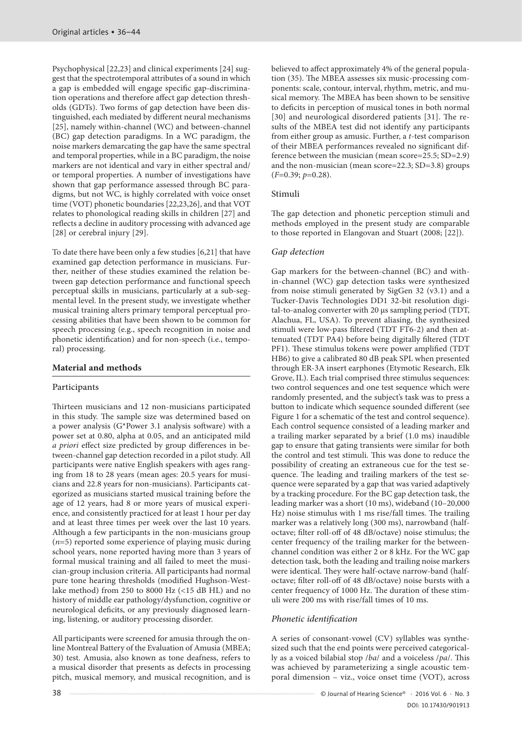Psychophysical [22,23] and clinical experiments [24] suggest that the spectrotemporal attributes of a sound in which a gap is embedded will engage specific gap-discrimination operations and therefore affect gap detection thresholds (GDTs). Two forms of gap detection have been distinguished, each mediated by different neural mechanisms [25], namely within-channel (WC) and between-channel (BC) gap detection paradigms. In a WC paradigm, the noise markers demarcating the gap have the same spectral and temporal properties, while in a BC paradigm, the noise markers are not identical and vary in either spectral and/or temporal properties. A number of investigations have shown that gap performance assessed through BC paradigms, but not WC, is highly correlated with voice onset time (VOT) phonetic boundaries [22,23,26], and that VOT relates to phonological reading skills in children [27] and reflects a decline in auditory processing with advanced age [28] or cerebral injury [29].

To date there have been only a few studies [6,21] that have examined gap detection performance in musicians. Further, neither of these studies examined the relation between gap detection performance and functional speech perceptual skills in musicians, particularly at a sub-segmental level. In the present study, we investigate whether musical training alters primary temporal perceptual processing abilities that have been shown to be common for speech processing (e.g., speech recognition in noise and phonetic identification) and for non-speech (i.e., temporal) processing.

## Material and methods

### Participants

Thirteen musicians and 12 non-musicians participated in this study. The sample size was determined based on a power analysis (G*Power 3.1 analysis software) with a power set at 0.80, alpha at 0.05, and an anticipated mild *a priori* effect size predicted by group differences in between-channel gap detection recorded in a pilot study. All participants were native English speakers with ages ranging from 18 to 28 years (mean ages: 20.5 years for musicians and 22.8 years for non-musicians). Participants categorized as musicians started musical training before the age of 12 years, had 8 or more years of musical experience, and consistently practiced for at least 1 hour per day and at least three times per week over the last 10 years. Although a few participants in the non-musicians group ($n$=5) reported some experience of playing music during school years, none reported having more than 3 years of formal musical training and all failed to meet the musician-group inclusion criteria. All participants had normal pure tone hearing thresholds (modified Hughson-Westlake method) from 250 to 8000 Hz (<15 dB HL) and no history of middle ear pathology/dysfunction, cognitive or neurological deficits, or any previously diagnosed learning, listening, or auditory processing disorder.

All participants were screened for amusia through the online Montreal Battery of the Evaluation of Amusia (MBEA; 30) test. Amusia, also known as tone deafness, refers to a musical disorder that presents as defects in processing pitch, musical memory, and musical recognition, and is believed to affect approximately 4% of the general population (35). The MBEA assesses six music-processing components: scale, contour, interval, rhythm, metric, and musical memory. The MBEA has been shown to be sensitive to deficits in perception of musical tones in both normal [30] and neurological disordered patients [31]. The results of the MBEA test did not identify any participants from either group as amusic. Further, a $t$-test comparison of their MBEA performances revealed no significant difference between the musician (mean score=25.5; SD=2.9) and the non-musician (mean score=22.3; SD=3.8) groups ($F$=0.39; $p$=0.28).

### Stimuli

The gap detection and phonetic perception stimuli and methods employed in the present study are comparable to those reported in Elangovan and Stuart (2008; [22]).

#### *Gap detection*

Gap markers for the between-channel (BC) and within-channel (WC) gap detection tasks were synthesized from noise stimuli generated by SigGen 32 (v3.1) and a Tucker-Davis Technologies DD1 32-bit resolution digital-to-analog converter with 20 μs sampling period (TDT, Alachua, FL, USA). To prevent aliasing, the synthesized stimuli were low-pass filtered (TDT FT6-2) and then attenuated (TDT PA4) before being digitally filtered (TDT PF1). These stimulus tokens were power amplified (TDT HB6) to give a calibrated 80 dB peak SPL when presented through ER-3A insert earphones (Etymotic Research, Elk Grove, IL). Each trial comprised three stimulus sequences: two control sequences and one test sequence which were randomly presented, and the subject's task was to press a button to indicate which sequence sounded different (see Figure 1 for a schematic of the test and control sequence). Each control sequence consisted of a leading marker and a trailing marker separated by a brief (1.0 ms) inaudible gap to ensure that gating transients were similar for both the control and test stimuli. This was done to reduce the possibility of creating an extraneous cue for the test sequence. The leading and trailing markers of the test sequence were separated by a gap that was varied adaptively by a tracking procedure. For the BC gap detection task, the leading marker was a short (10 ms), wideband (10–20,000 Hz) noise stimulus with 1 ms rise/fall times. The trailing marker was a relatively long (300 ms), narrowband (half-octave; filter roll-off of 48 dB/octave) noise stimulus; the center frequency of the trailing marker for the between-channel condition was either 2 or 8 kHz. For the WC gap detection task, both the leading and trailing noise markers were identical. They were half-octave narrow-band (half-octave; filter roll-off of 48 dB/octave) noise bursts with a center frequency of 1000 Hz. The duration of these stimuli were 200 ms with rise/fall times of 10 ms.

#### *Phonetic identification*

A series of consonant-vowel (CV) syllables was synthesized such that the end points were perceived categorically as a voiced bilabial stop /*ba*/ and a voiceless /*pa*/. This was achieved by parameterizing a single acoustic temporal dimension – viz., voice onset time (VOT), across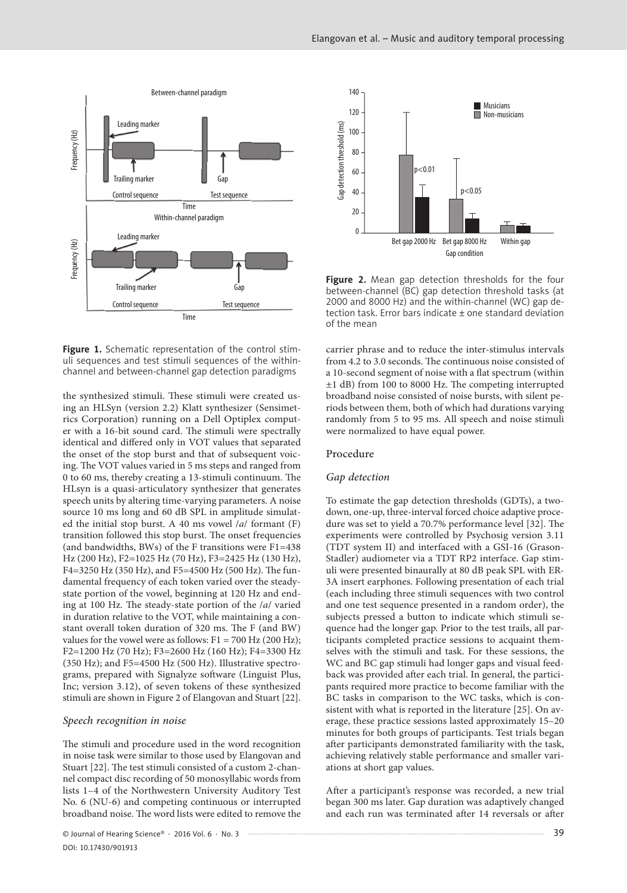**Figure 1.** Schematic representation of the control stimuli sequences and test stimuli sequences of the within-channel and between-channel gap detection paradigms

the synthesized stimuli. These stimuli were created using an HLSyn (version 2.2) Klatt synthesizer (Sensimetrics Corporation) running on a Dell Optiplex computer with a 16-bit sound card. The stimuli were spectrally identical and differed only in VOT values that separated the onset of the stop burst and that of subsequent voicing. The VOT values varied in 5 ms steps and ranged from 0 to 60 ms, thereby creating a 13-stimuli continuum. The HLsyn is a quasi-articulatory synthesizer that generates speech units by altering time-varying parameters. A noise source 10 ms long and 60 dB SPL in amplitude simulated the initial stop burst. A 40 ms vowel /a/ formant (F) transition followed this stop burst. The onset frequencies (and bandwidths, BWs) of the F transitions were F1=438 Hz (200 Hz), F2=1025 Hz (70 Hz), F3=2425 Hz (130 Hz), F4=3250 Hz (350 Hz), and F5=4500 Hz (500 Hz). The fundamental frequency of each token varied over the steady-state portion of the vowel, beginning at 120 Hz and ending at 100 Hz. The steady-state portion of the /a/ varied in duration relative to the VOT, while maintaining a constant overall token duration of 320 ms. The F (and BW) values for the vowel were as follows: F1 = 700 Hz (200 Hz); F2=1200 Hz (70 Hz); F3=2600 Hz (160 Hz); F4=3300 Hz (350 Hz); and F5=4500 Hz (500 Hz). Illustrative spectrograms, prepared with Signalyze software (Linguist Plus, Inc; version 3.12), of seven tokens of these synthesized stimuli are shown in Figure 2 of Elangovan and Stuart [22].

### Speech recognition in noise

The stimuli and procedure used in the word recognition in noise task were similar to those used by Elangovan and Stuart [22]. The test stimuli consisted of a custom 2-channel compact disc recording of 50 monosyllabic words from lists 1–4 of the Northwestern University Auditory Test No. 6 (NU-6) and competing continuous or interrupted broadband noise. The word lists were edited to remove the carrier phrase and to reduce the inter-stimulus intervals from 4.2 to 3.0 seconds. The continuous noise consisted of a 10-second segment of noise with a flat spectrum (within ±1 dB) from 100 to 8000 Hz. The competing interrupted broadband noise consisted of noise bursts, with silent periods between them, both of which had durations varying randomly from 5 to 95 ms. All speech and noise stimuli were normalized to have equal power.

**Figure 2.** Mean gap detection thresholds for the four between-channel (BC) gap detection threshold tasks (at 2000 and 8000 Hz) and the within-channel (WC) gap detection task. Error bars indicate ± one standard deviation of the mean

## Procedure

### Gap detection

To estimate the gap detection thresholds (GDTs), a two-down, one-up, three-interval forced choice adaptive procedure was set to yield a 70.7% performance level [32]. The experiments were controlled by Psychosig version 3.11 (TDT system II) and interfaced with a GSI-16 (Grason-Stadler) audiometer via a TDT RP2 interface. Gap stimuli were presented binaurally at 80 dB peak SPL with ER-3A insert earphones. Following presentation of each trial (each including three stimuli sequences with two control and one test sequence presented in a random order), the subjects pressed a button to indicate which stimuli sequence had the longer gap. Prior to the test trails, all participants completed practice sessions to acquaint themselves with the stimuli and task. For these sessions, the WC and BC gap stimuli had longer gaps and visual feedback was provided after each trial. In general, the participants required more practice to become familiar with the BC tasks in comparison to the WC tasks, which is consistent with what is reported in the literature [25]. On average, these practice sessions lasted approximately 15–20 minutes for both groups of participants. Test trials began after participants demonstrated familiarity with the task, achieving relatively stable performance and smaller variations at short gap values.

After a participant's response was recorded, a new trial began 300 ms later. Gap duration was adaptively changed and each run was terminated after 14 reversals or after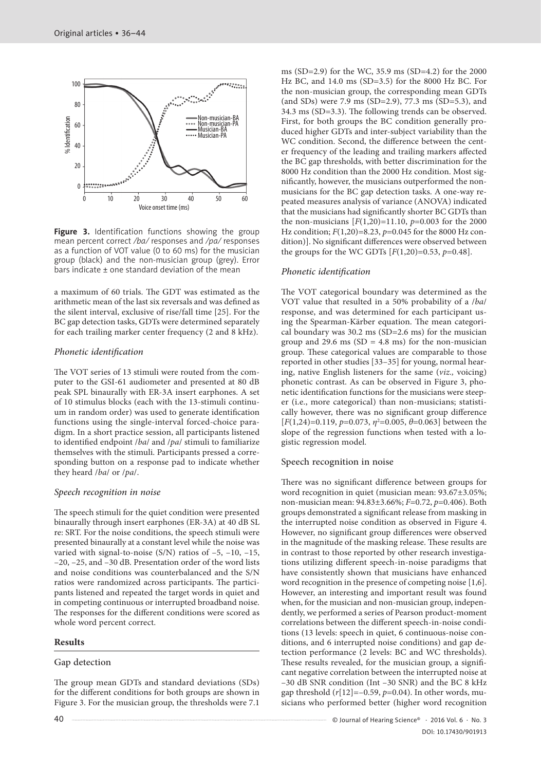**Figure 3.** Identification functions showing the group mean percent correct */ba/* responses and */pa/* responses as a function of VOT value (0 to 60 ms) for the musician group (black) and the non-musician group (grey). Error bars indicate ± one standard deviation of the mean

a maximum of 60 trials. The GDT was estimated as the arithmetic mean of the last six reversals and was defined as the silent interval, exclusive of rise/fall time [25]. For the BC gap detection tasks, GDTs were determined separately for each trailing marker center frequency (2 and 8 kHz).

### *Phonetic identification*

The VOT series of 13 stimuli were routed from the computer to the GSI-61 audiometer and presented at 80 dB peak SPL binaurally with ER-3A insert earphones. A set of 10 stimulus blocks (each with the 13-stimuli continuum in random order) was used to generate identification functions using the single-interval forced-choice paradigm. In a short practice session, all participants listened to identified endpoint /*ba*/ and /*pa*/ stimuli to familiarize themselves with the stimuli. Participants pressed a corresponding button on a response pad to indicate whether they heard /*ba*/ or /*pa*/.

### *Speech recognition in noise*

The speech stimuli for the quiet condition were presented binaurally through insert earphones (ER-3A) at 40 dB SL re: SRT. For the noise conditions, the speech stimuli were presented binaurally at a constant level while the noise was varied with signal-to-noise (S/N) ratios of −5, −10, −15, −20, −25, and −30 dB. Presentation order of the word lists and noise conditions was counterbalanced and the S/N ratios were randomized across participants. The participants listened and repeated the target words in quiet and in competing continuous or interrupted broadband noise. The responses for the different conditions were scored as whole word percent correct.

## **Results**

### Gap detection

The group mean GDTs and standard deviations (SDs) for the different conditions for both groups are shown in Figure 3. For the musician group, the thresholds were 7.1 ms (SD=2.9) for the WC, 35.9 ms (SD=4.2) for the 2000 Hz BC, and 14.0 ms (SD=3.5) for the 8000 Hz BC. For the non-musician group, the corresponding mean GDTs (and SDs) were 7.9 ms (SD=2.9), 77.3 ms (SD=5.3), and 34.3 ms (SD=3.3). The following trends can be observed. First, for both groups the BC condition generally produced higher GDTs and inter-subject variability than the WC condition. Second, the difference between the center frequency of the leading and trailing markers affected the BC gap thresholds, with better discrimination for the 8000 Hz condition than the 2000 Hz condition. Most significantly, however, the musicians outperformed the non-musicians for the BC gap detection tasks. A one-way repeated measures analysis of variance (ANOVA) indicated that the musicians had significantly shorter BC GDTs than the non-musicians [$F(1,20)=11.10$, $p=0.003$ for the 2000 Hz condition; $F(1,20)=8.23$, $p=0.045$ for the 8000 Hz condition)]. No significant differences were observed between the groups for the WC GDTs [$F(1,20)=0.53$, $p=0.48$].

### *Phonetic identification*

The VOT categorical boundary was determined as the VOT value that resulted in a 50% probability of a /*ba*/ response, and was determined for each participant using the Spearman-Kärber equation. The mean categorical boundary was 30.2 ms (SD=2.6 ms) for the musician group and 29.6 ms (SD = 4.8 ms) for the non-musician group. These categorical values are comparable to those reported in other studies [33–35] for young, normal hearing, native English listeners for the same (*viz.,* voicing) phonetic contrast. As can be observed in Figure 3, phonetic identification functions for the musicians were steeper (i.e., more categorical) than non-musicians; statistically however, there was no significant group difference [$F(1,24)=0.119$, $p=0.073$, $\eta^2=0.005$, $\theta=0.063$] between the slope of the regression functions when tested with a logistic regression model.

### Speech recognition in noise

There was no significant difference between groups for word recognition in quiet (musician mean: 93.67±3.05%; non-musician mean: 94.83±3.66%; $F=0.72$, $p=0.406$). Both groups demonstrated a significant release from masking in the interrupted noise condition as observed in Figure 4. However, no significant group differences were observed in the magnitude of the masking release. These results are in contrast to those reported by other research investigations utilizing different speech-in-noise paradigms that have consistently shown that musicians have enhanced word recognition in the presence of competing noise [1,6]. However, an interesting and important result was found when, for the musician and non-musician group, independently, we performed a series of Pearson product-moment correlations between the different speech-in-noise conditions (13 levels: speech in quiet, 6 continuous-noise conditions, and 6 interrupted noise conditions) and gap detection performance (2 levels: BC and WC thresholds). These results revealed, for the musician group, a significant negative correlation between the interrupted noise at −30 dB SNR condition (Int −30 SNR) and the BC 8 kHz gap threshold ($r[12]=-0.59$, $p=0.04$). In other words, musicians who performed better (higher word recognition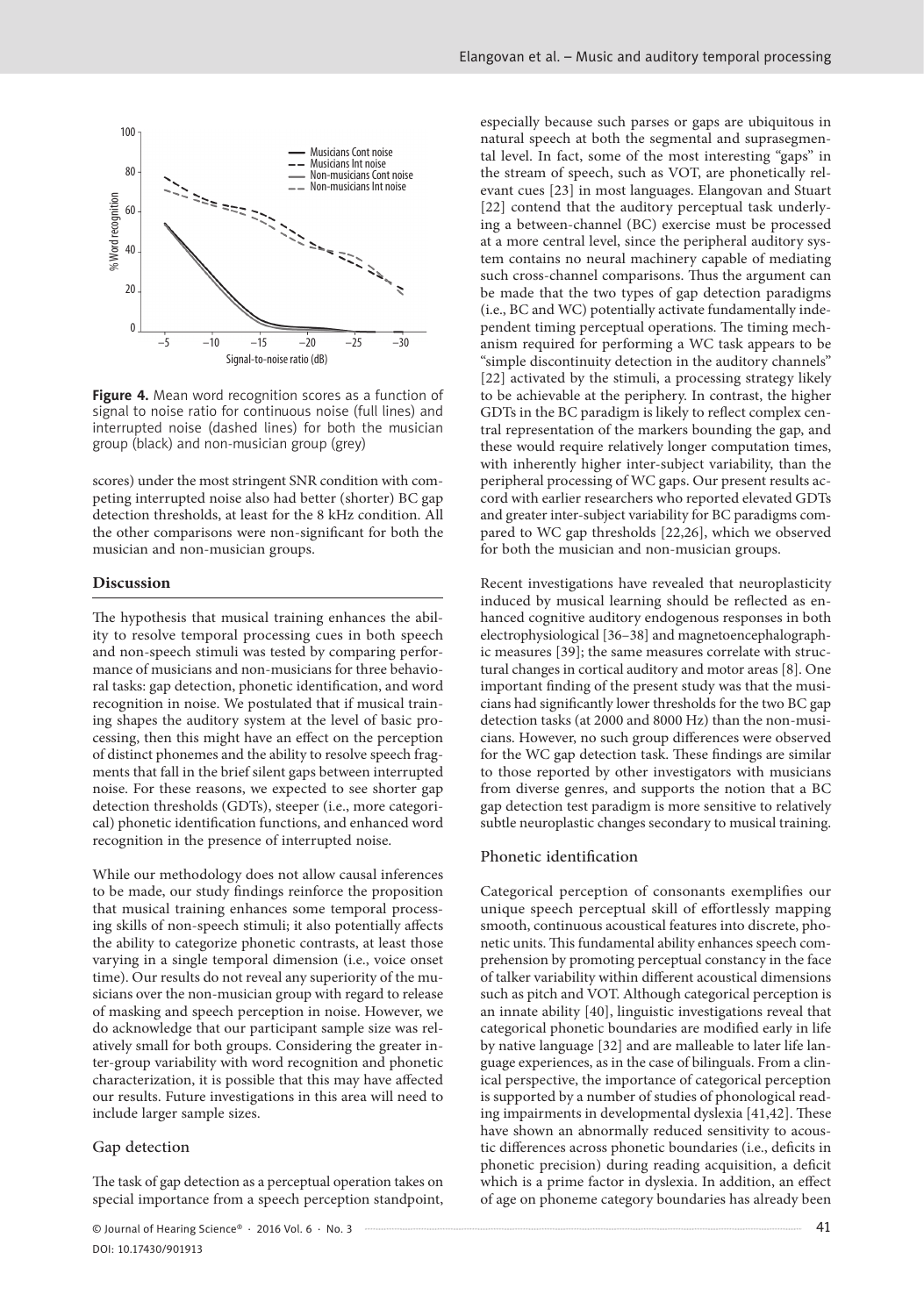**Figure 4.** Mean word recognition scores as a function of signal to noise ratio for continuous noise (full lines) and interrupted noise (dashed lines) for both the musician group (black) and non-musician group (grey)

scores) under the most stringent SNR condition with competing interrupted noise also had better (shorter) BC gap detection thresholds, at least for the 8 kHz condition. All the other comparisons were non-significant for both the musician and non-musician groups.

## Discussion

The hypothesis that musical training enhances the ability to resolve temporal processing cues in both speech and non-speech stimuli was tested by comparing performance of musicians and non-musicians for three behavioral tasks: gap detection, phonetic identification, and word recognition in noise. We postulated that if musical training shapes the auditory system at the level of basic processing, then this might have an effect on the perception of distinct phonemes and the ability to resolve speech fragments that fall in the brief silent gaps between interrupted noise. For these reasons, we expected to see shorter gap detection thresholds (GDTs), steeper (i.e., more categorical) phonetic identification functions, and enhanced word recognition in the presence of interrupted noise.

While our methodology does not allow causal inferences to be made, our study findings reinforce the proposition that musical training enhances some temporal processing skills of non-speech stimuli; it also potentially affects the ability to categorize phonetic contrasts, at least those varying in a single temporal dimension (i.e., voice onset time). Our results do not reveal any superiority of the musicians over the non-musician group with regard to release of masking and speech perception in noise. However, we do acknowledge that our participant sample size was relatively small for both groups. Considering the greater inter-group variability with word recognition and phonetic characterization, it is possible that this may have affected our results. Future investigations in this area will need to include larger sample sizes.

### Gap detection

The task of gap detection as a perceptual operation takes on special importance from a speech perception standpoint, especially because such parses or gaps are ubiquitous in natural speech at both the segmental and suprasegmental level. In fact, some of the most interesting "gaps" in the stream of speech, such as VOT, are phonetically relevant cues [23] in most languages. Elangovan and Stuart [22] contend that the auditory perceptual task underlying a between-channel (BC) exercise must be processed at a more central level, since the peripheral auditory system contains no neural machinery capable of mediating such cross-channel comparisons. Thus the argument can be made that the two types of gap detection paradigms (i.e., BC and WC) potentially activate fundamentally independent timing perceptual operations. The timing mechanism required for performing a WC task appears to be "simple discontinuity detection in the auditory channels" [22] activated by the stimuli, a processing strategy likely to be achievable at the periphery. In contrast, the higher GDTs in the BC paradigm is likely to reflect complex central representation of the markers bounding the gap, and these would require relatively longer computation times, with inherently higher inter-subject variability, than the peripheral processing of WC gaps. Our present results accord with earlier researchers who reported elevated GDTs and greater inter-subject variability for BC paradigms compared to WC gap thresholds [22,26], which we observed for both the musician and non-musician groups.

Recent investigations have revealed that neuroplasticity induced by musical learning should be reflected as enhanced cognitive auditory endogenous responses in both electrophysiological [36–38] and magnetoencephalographic measures [39]; the same measures correlate with structural changes in cortical auditory and motor areas [8]. One important finding of the present study was that the musicians had significantly lower thresholds for the two BC gap detection tasks (at 2000 and 8000 Hz) than the non-musicians. However, no such group differences were observed for the WC gap detection task. These findings are similar to those reported by other investigators with musicians from diverse genres, and supports the notion that a BC gap detection test paradigm is more sensitive to relatively subtle neuroplastic changes secondary to musical training.

### Phonetic identification

Categorical perception of consonants exemplifies our unique speech perceptual skill of effortlessly mapping smooth, continuous acoustical features into discrete, phonetic units. This fundamental ability enhances speech comprehension by promoting perceptual constancy in the face of talker variability within different acoustical dimensions such as pitch and VOT. Although categorical perception is an innate ability [40], linguistic investigations reveal that categorical phonetic boundaries are modified early in life by native language [32] and are malleable to later life language experiences, as in the case of bilinguals. From a clinical perspective, the importance of categorical perception is supported by a number of studies of phonological reading impairments in developmental dyslexia [41,42]. These have shown an abnormally reduced sensitivity to acoustic differences across phonetic boundaries (i.e., deficits in phonetic precision) during reading acquisition, a deficit which is a prime factor in dyslexia. In addition, an effect of age on phoneme category boundaries has already been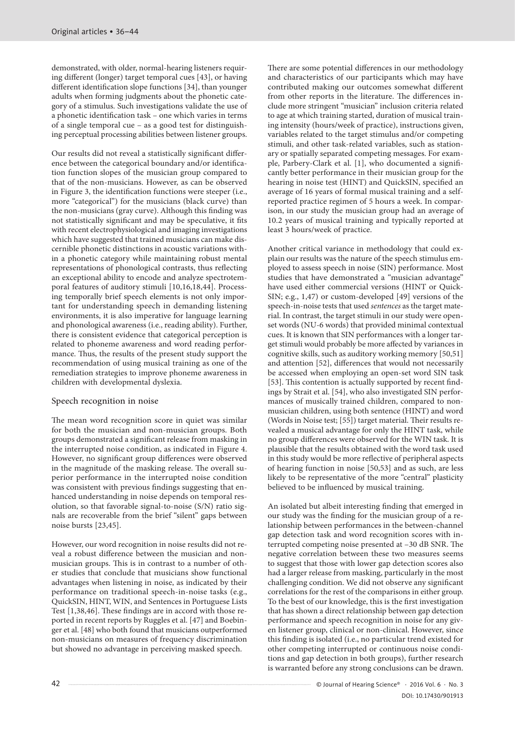demonstrated, with older, normal-hearing listeners requiring different (longer) target temporal cues [43], or having different identification slope functions [34], than younger adults when forming judgments about the phonetic category of a stimulus. Such investigations validate the use of a phonetic identification task – one which varies in terms of a single temporal cue – as a good test for distinguishing perceptual processing abilities between listener groups.

Our results did not reveal a statistically significant difference between the categorical boundary and/or identification function slopes of the musician group compared to that of the non-musicians. However, as can be observed in Figure 3, the identification functions were steeper (i.e., more "categorical") for the musicians (black curve) than the non-musicians (gray curve). Although this finding was not statistically significant and may be speculative, it fits with recent electrophysiological and imaging investigations which have suggested that trained musicians can make discernible phonetic distinctions in acoustic variations within a phonetic category while maintaining robust mental representations of phonological contrasts, thus reflecting an exceptional ability to encode and analyze spectrotemporal features of auditory stimuli [10,16,18,44]. Processing temporally brief speech elements is not only important for understanding speech in demanding listening environments, it is also imperative for language learning and phonological awareness (i.e., reading ability). Further, there is consistent evidence that categorical perception is related to phoneme awareness and word reading performance. Thus, the results of the present study support the recommendation of using musical training as one of the remediation strategies to improve phoneme awareness in children with developmental dyslexia.

### Speech recognition in noise

The mean word recognition score in quiet was similar for both the musician and non-musician groups. Both groups demonstrated a significant release from masking in the interrupted noise condition, as indicated in Figure 4. However, no significant group differences were observed in the magnitude of the masking release. The overall superior performance in the interrupted noise condition was consistent with previous findings suggesting that enhanced understanding in noise depends on temporal resolution, so that favorable signal-to-noise (S/N) ratio signals are recoverable from the brief "silent" gaps between noise bursts [23,45].

However, our word recognition in noise results did not reveal a robust difference between the musician and non-musician groups. This is in contrast to a number of other studies that conclude that musicians show functional advantages when listening in noise, as indicated by their performance on traditional speech-in-noise tasks (e.g., QuickSIN, HINT, WIN, and Sentences in Portuguese Lists Test [1,38,46]. These findings are in accord with those reported in recent reports by Ruggles et al. [47] and Boebinger et al. [48] who both found that musicians outperformed non-musicians on measures of frequency discrimination but showed no advantage in perceiving masked speech.

There are some potential differences in our methodology and characteristics of our participants which may have contributed making our outcomes somewhat different from other reports in the literature. The differences include more stringent "musician" inclusion criteria related to age at which training started, duration of musical training intensity (hours/week of practice), instructions given, variables related to the target stimulus and/or competing stimuli, and other task-related variables, such as stationary or spatially separated competing messages. For example, Parbery-Clark et al. [1], who documented a significantly better performance in their musician group for the hearing in noise test (HINT) and QuickSIN, specified an average of 16 years of formal musical training and a self-reported practice regimen of 5 hours a week. In comparison, in our study the musician group had an average of 10.2 years of musical training and typically reported at least 3 hours/week of practice.

Another critical variance in methodology that could explain our results was the nature of the speech stimulus employed to assess speech in noise (SIN) performance. Most studies that have demonstrated a "musician advantage" have used either commercial versions (HINT or QuickSIN; e.g., 1,47) or custom-developed [49] versions of the speech-in-noise tests that used *sentences* as the target material. In contrast, the target stimuli in our study were open-set words (NU-6 words) that provided minimal contextual cues. It is known that SIN performances with a longer target stimuli would probably be more affected by variances in cognitive skills, such as auditory working memory [50,51] and attention [52], differences that would not necessarily be accessed when employing an open-set word SIN task [53]. This contention is actually supported by recent findings by Strait et al. [54], who also investigated SIN performances of musically trained children, compared to non-musician children, using both sentence (HINT) and word (Words in Noise test; [55]) target material. Their results revealed a musical advantage for only the HINT task, while no group differences were observed for the WIN task. It is plausible that the results obtained with the word task used in this study would be more reflective of peripheral aspects of hearing function in noise [50,53] and as such, are less likely to be representative of the more "central" plasticity believed to be influenced by musical training.

An isolated but albeit interesting finding that emerged in our study was the finding for the musician group of a relationship between performances in the between-channel gap detection task and word recognition scores with interrupted competing noise presented at –30 dB SNR. The negative correlation between these two measures seems to suggest that those with lower gap detection scores also had a larger release from masking, particularly in the most challenging condition. We did not observe any significant correlations for the rest of the comparisons in either group. To the best of our knowledge, this is the first investigation that has shown a direct relationship between gap detection performance and speech recognition in noise for any given listener group, clinical or non-clinical. However, since this finding is isolated (i.e., no particular trend existed for other competing interrupted or continuous noise conditions and gap detection in both groups), further research is warranted before any strong conclusions can be drawn.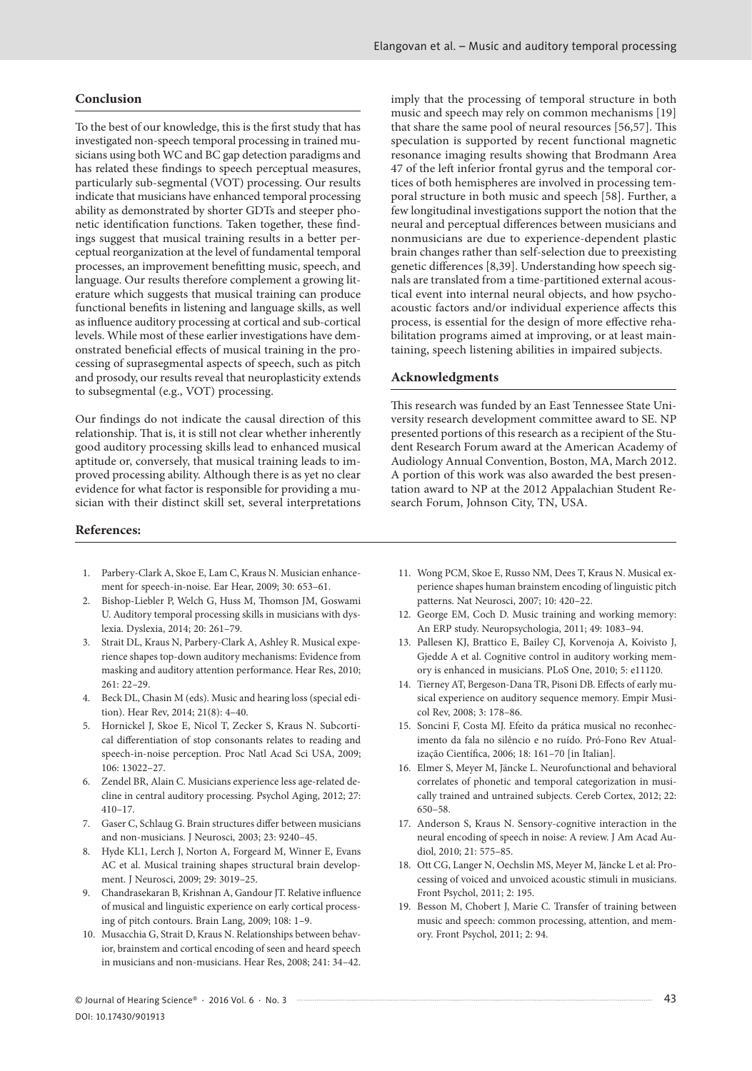## Conclusion

To the best of our knowledge, this is the first study that has investigated non-speech temporal processing in trained musicians using both WC and BC gap detection paradigms and has related these findings to speech perceptual measures, particularly sub-segmental (VOT) processing. Our results indicate that musicians have enhanced temporal processing ability as demonstrated by shorter GDTs and steeper phonetic identification functions. Taken together, these findings suggest that musical training results in a better perceptual reorganization at the level of fundamental temporal processes, an improvement benefitting music, speech, and language. Our results therefore complement a growing literature which suggests that musical training can produce functional benefits in listening and language skills, as well as influence auditory processing at cortical and sub-cortical levels. While most of these earlier investigations have demonstrated beneficial effects of musical training in the processing of suprasegmental aspects of speech, such as pitch and prosody, our results reveal that neuroplasticity extends to subsegmental (e.g., VOT) processing.

Our findings do not indicate the causal direction of this relationship. That is, it is still not clear whether inherently good auditory processing skills lead to enhanced musical aptitude or, conversely, that musical training leads to improved processing ability. Although there is as yet no clear evidence for what factor is responsible for providing a musician with their distinct skill set, several interpretations imply that the processing of temporal structure in both music and speech may rely on common mechanisms [19] that share the same pool of neural resources [56,57]. This speculation is supported by recent functional magnetic resonance imaging results showing that Brodmann Area 47 of the left inferior frontal gyrus and the temporal cortices of both hemispheres are involved in processing temporal structure in both music and speech [58]. Further, a few longitudinal investigations support the notion that the neural and perceptual differences between musicians and nonmusicians are due to experience-dependent plastic brain changes rather than self-selection due to preexisting genetic differences [8,39]. Understanding how speech signals are translated from a time-partitioned external acoustical event into internal neural objects, and how psychoacoustic factors and/or individual experience affects this process, is essential for the design of more effective rehabilitation programs aimed at improving, or at least maintaining, speech listening abilities in impaired subjects.

## Acknowledgments

This research was funded by an East Tennessee State University research development committee award to SE. NP presented portions of this research as a recipient of the Student Research Forum award at the American Academy of Audiology Annual Convention, Boston, MA, March 2012. A portion of this work was also awarded the best presentation award to NP at the 2012 Appalachian Student Research Forum, Johnson City, TN, USA.

## References:

1. Parbery-Clark A, Skoe E, Lam C, Kraus N. Musician enhancement for speech-in-noise. Ear Hear, 2009; 30: 653–61.
2. Bishop-Liebler P, Welch G, Huss M, Thomson JM, Goswami U. Auditory temporal processing skills in musicians with dyslexia. Dyslexia, 2014; 20: 261–79.
3. Strait DL, Kraus N, Parbery-Clark A, Ashley R. Musical experience shapes top-down auditory mechanisms: Evidence from masking and auditory attention performance. Hear Res, 2010; 261: 22–29.
4. Beck DL, Chasin M (eds). Music and hearing loss (special edition). Hear Rev, 2014; 21(8): 4–40.
5. Hornickel J, Skoe E, Nicol T, Zecker S, Kraus N. Subcortical differentiation of stop consonants relates to reading and speech-in-noise perception. Proc Natl Acad Sci USA, 2009; 106: 13022–27.
6. Zendel BR, Alain C. Musicians experience less age-related decline in central auditory processing. Psychol Aging, 2012; 27: 410–17.
7. Gaser C, Schlaug G. Brain structures differ between musicians and non-musicians. J Neurosci, 2003; 23: 9240–45.
8. Hyde KL1, Lerch J, Norton A, Forgeard M, Winner E, Evans AC et al. Musical training shapes structural brain development. J Neurosci, 2009; 29: 3019–25.
9. Chandrasekaran B, Krishnan A, Gandour JT. Relative influence of musical and linguistic experience on early cortical processing of pitch contours. Brain Lang, 2009; 108: 1–9.
10. Musacchia G, Strait D, Kraus N. Relationships between behavior, brainstem and cortical encoding of seen and heard speech in musicians and non-musicians. Hear Res, 2008; 241: 34–42.
11. Wong PCM, Skoe E, Russo NM, Dees T, Kraus N. Musical experience shapes human brainstem encoding of linguistic pitch patterns. Nat Neurosci, 2007; 10: 420–22.
12. George EM, Coch D. Music training and working memory: An ERP study. Neuropsychologia, 2011; 49: 1083–94.
13. Pallesen KJ, Brattico E, Bailey CJ, Korvenoja A, Koivisto J, Gjedde A et al. Cognitive control in auditory working memory is enhanced in musicians. PLoS One, 2010; 5: e11120.
14. Tierney AT, Bergeson-Dana TR, Pisoni DB. Effects of early musical experience on auditory sequence memory. Empir Musicol Rev, 2008; 3: 178–86.
15. Soncini F, Costa MJ. Efeito da prática musical no reconhecimento da fala no silêncio e no ruído. Pró-Fono Rev Atualização Científica, 2006; 18: 161–70 [in Italian].
16. Elmer S, Meyer M, Jäncke L. Neurofunctional and behavioral correlates of phonetic and temporal categorization in musically trained and untrained subjects. Cereb Cortex, 2012; 22: 650–58.
17. Anderson S, Kraus N. Sensory-cognitive interaction in the neural encoding of speech in noise: A review. J Am Acad Audiol, 2010; 21: 575–85.
18. Ott CG, Langer N, Oechslin MS, Meyer M, Jäncke L et al: Processing of voiced and unvoiced acoustic stimuli in musicians. Front Psychol, 2011; 2: 195.
19. Besson M, Chobert J, Marie C. Transfer of training between music and speech: common processing, attention, and memory. Front Psychol, 2011; 2: 94.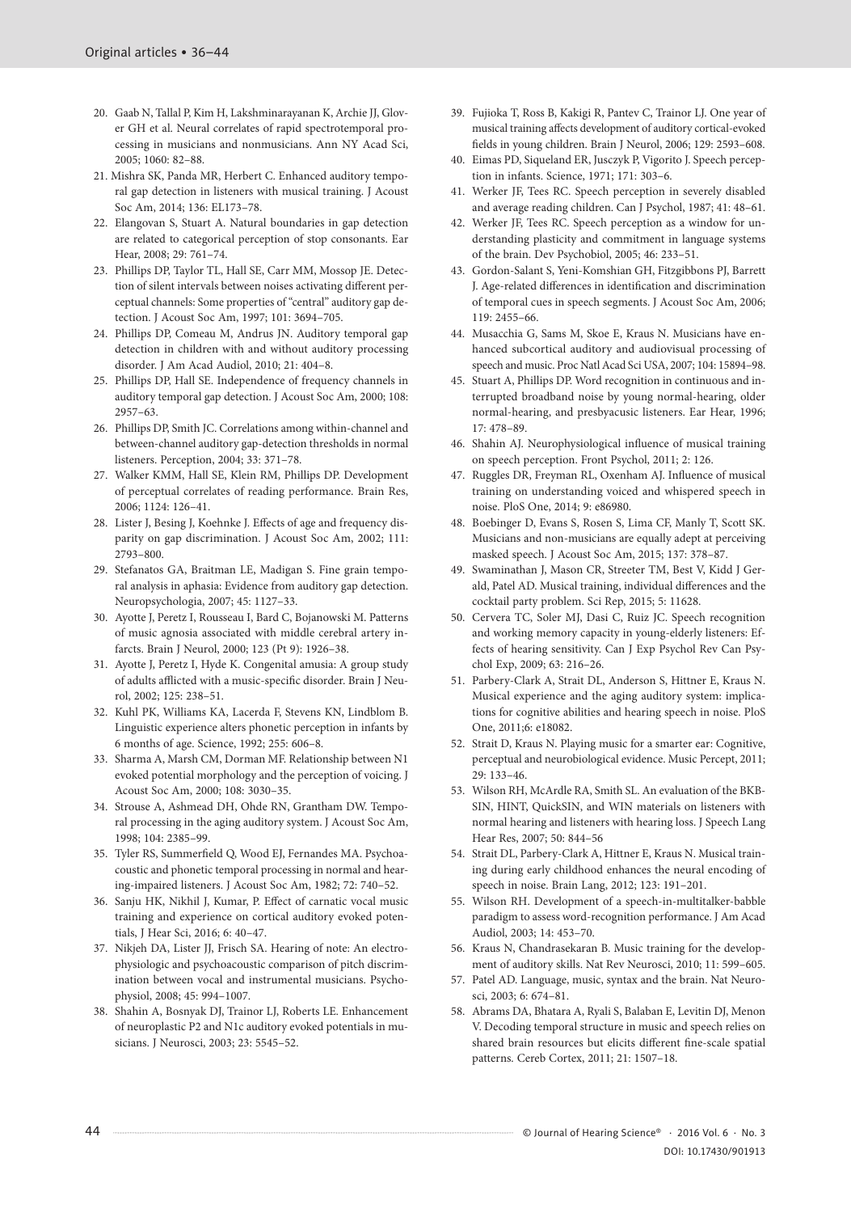20. Gaab N, Tallal P, Kim H, Lakshminarayanan K, Archie JJ, Glover GH et al. Neural correlates of rapid spectrotemporal processing in musicians and nonmusicians. Ann NY Acad Sci, 2005; 1060: 82–88.
21. Mishra SK, Panda MR, Herbert C. Enhanced auditory temporal gap detection in listeners with musical training. J Acoust Soc Am, 2014; 136: EL173–78.
22. Elangovan S, Stuart A. Natural boundaries in gap detection are related to categorical perception of stop consonants. Ear Hear, 2008; 29: 761–74.
23. Phillips DP, Taylor TL, Hall SE, Carr MM, Mossop JE. Detection of silent intervals between noises activating different perceptual channels: Some properties of "central" auditory gap detection. J Acoust Soc Am, 1997; 101: 3694–705.
24. Phillips DP, Comeau M, Andrus JN. Auditory temporal gap detection in children with and without auditory processing disorder. J Am Acad Audiol, 2010; 21: 404–8.
25. Phillips DP, Hall SE. Independence of frequency channels in auditory temporal gap detection. J Acoust Soc Am, 2000; 108: 2957–63.
26. Phillips DP, Smith JC. Correlations among within-channel and between-channel auditory gap-detection thresholds in normal listeners. Perception, 2004; 33: 371–78.
27. Walker KMM, Hall SE, Klein RM, Phillips DP. Development of perceptual correlates of reading performance. Brain Res, 2006; 1124: 126–41.
28. Lister J, Besing J, Koehnke J. Effects of age and frequency disparity on gap discrimination. J Acoust Soc Am, 2002; 111: 2793–800.
29. Stefanatos GA, Braitman LE, Madigan S. Fine grain temporal analysis in aphasia: Evidence from auditory gap detection. Neuropsychologia, 2007; 45: 1127–33.
30. Ayotte J, Peretz I, Rousseau I, Bard C, Bojanowski M. Patterns of music agnosia associated with middle cerebral artery infarcts. Brain J Neurol, 2000; 123 (Pt 9): 1926–38.
31. Ayotte J, Peretz I, Hyde K. Congenital amusia: A group study of adults afflicted with a music-specific disorder. Brain J Neurol, 2002; 125: 238–51.
32. Kuhl PK, Williams KA, Lacerda F, Stevens KN, Lindblom B. Linguistic experience alters phonetic perception in infants by 6 months of age. Science, 1992; 255: 606–8.
33. Sharma A, Marsh CM, Dorman MF. Relationship between N1 evoked potential morphology and the perception of voicing. J Acoust Soc Am, 2000; 108: 3030–35.
34. Strouse A, Ashmead DH, Ohde RN, Grantham DW. Temporal processing in the aging auditory system. J Acoust Soc Am, 1998; 104: 2385–99.
35. Tyler RS, Summerfield Q, Wood EJ, Fernandes MA. Psychoacoustic and phonetic temporal processing in normal and hearing-impaired listeners. J Acoust Soc Am, 1982; 72: 740–52.
36. Sanju HK, Nikhil J, Kumar, P. Effect of carnatic vocal music training and experience on cortical auditory evoked potentials, J Hear Sci, 2016; 6: 40–47.
37. Nikjeh DA, Lister JJ, Frisch SA. Hearing of note: An electrophysiologic and psychoacoustic comparison of pitch discrimination between vocal and instrumental musicians. Psychophysiol, 2008; 45: 994–1007.
38. Shahin A, Bosnyak DJ, Trainor LJ, Roberts LE. Enhancement of neuroplastic P2 and N1c auditory evoked potentials in musicians. J Neurosci, 2003; 23: 5545–52.
39. Fujioka T, Ross B, Kakigi R, Pantev C, Trainor LJ. One year of musical training affects development of auditory cortical-evoked fields in young children. Brain J Neurol, 2006; 129: 2593–608.
40. Eimas PD, Siqueland ER, Jusczyk P, Vigorito J. Speech perception in infants. Science, 1971; 171: 303–6.
41. Werker JF, Tees RC. Speech perception in severely disabled and average reading children. Can J Psychol, 1987; 41: 48–61.
42. Werker JF, Tees RC. Speech perception as a window for understanding plasticity and commitment in language systems of the brain. Dev Psychobiol, 2005; 46: 233–51.
43. Gordon-Salant S, Yeni-Komshian GH, Fitzgibbons PJ, Barrett J. Age-related differences in identification and discrimination of temporal cues in speech segments. J Acoust Soc Am, 2006; 119: 2455–66.
44. Musacchia G, Sams M, Skoe E, Kraus N. Musicians have enhanced subcortical auditory and audiovisual processing of speech and music. Proc Natl Acad Sci USA, 2007; 104: 15894–98.
45. Stuart A, Phillips DP. Word recognition in continuous and interrupted broadband noise by young normal-hearing, older normal-hearing, and presbyacusic listeners. Ear Hear, 1996; 17: 478–89.
46. Shahin AJ. Neurophysiological influence of musical training on speech perception. Front Psychol, 2011; 2: 126.
47. Ruggles DR, Freyman RL, Oxenham AJ. Influence of musical training on understanding voiced and whispered speech in noise. PloS One, 2014; 9: e86980.
48. Boebinger D, Evans S, Rosen S, Lima CF, Manly T, Scott SK. Musicians and non-musicians are equally adept at perceiving masked speech. J Acoust Soc Am, 2015; 137: 378–87.
49. Swaminathan J, Mason CR, Streeter TM, Best V, Kidd J Gerald, Patel AD. Musical training, individual differences and the cocktail party problem. Sci Rep, 2015; 5: 11628.
50. Cervera TC, Soler MJ, Dasi C, Ruiz JC. Speech recognition and working memory capacity in young-elderly listeners: Effects of hearing sensitivity. Can J Exp Psychol Rev Can Psychol Exp, 2009; 63: 216–26.
51. Parbery-Clark A, Strait DL, Anderson S, Hittner E, Kraus N. Musical experience and the aging auditory system: implications for cognitive abilities and hearing speech in noise. PloS One, 2011;6: e18082.
52. Strait D, Kraus N. Playing music for a smarter ear: Cognitive, perceptual and neurobiological evidence. Music Percept, 2011; 29: 133–46.
53. Wilson RH, McArdle RA, Smith SL. An evaluation of the BKB-SIN, HINT, QuickSIN, and WIN materials on listeners with normal hearing and listeners with hearing loss. J Speech Lang Hear Res, 2007; 50: 844–56
54. Strait DL, Parbery-Clark A, Hittner E, Kraus N. Musical training during early childhood enhances the neural encoding of speech in noise. Brain Lang, 2012; 123: 191–201.
55. Wilson RH. Development of a speech-in-multitalker-babble paradigm to assess word-recognition performance. J Am Acad Audiol, 2003; 14: 453–70.
56. Kraus N, Chandrasekaran B. Music training for the development of auditory skills. Nat Rev Neurosci, 2010; 11: 599–605.
57. Patel AD. Language, music, syntax and the brain. Nat Neurosci, 2003; 6: 674–81.
58. Abrams DA, Bhatara A, Ryali S, Balaban E, Levitin DJ, Menon V. Decoding temporal structure in music and speech relies on shared brain resources but elicits different fine-scale spatial patterns. Cereb Cortex, 2011; 21: 1507–18.